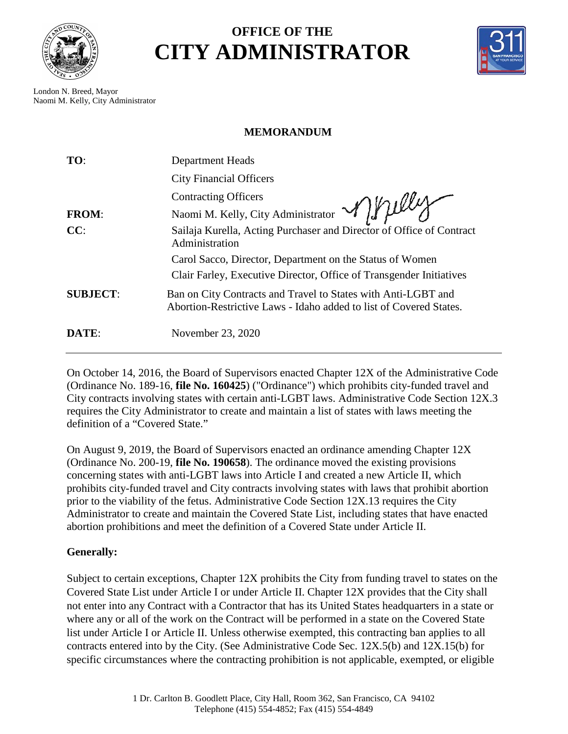# OFFICE OF THE
# CITY ADMINISTRATOR

London N. Breed, Mayor
Naomi M. Kelly, City Administrator

**MEMORANDUM**

| | |
|---|---|
| **TO**: | Department Heads |
| | City Financial Officers |
| | Contracting Officers |
| **FROM**: | Naomi M. Kelly, City Administrator |
| **CC**: | Sailaja Kurella, Acting Purchaser and Director of Office of Contract Administration |
| | Carol Sacco, Director, Department on the Status of Women |
| | Clair Farley, Executive Director, Office of Transgender Initiatives |
| **SUBJECT**: | Ban on City Contracts and Travel to States with Anti-LGBT and Abortion-Restrictive Laws - Idaho added to list of Covered States. |
| **DATE**: | November 23, 2020 |

On October 14, 2016, the Board of Supervisors enacted Chapter 12X of the Administrative Code (Ordinance No. 189-16, **file No. 160425**) ("Ordinance") which prohibits city-funded travel and City contracts involving states with certain anti-LGBT laws. Administrative Code Section 12X.3 requires the City Administrator to create and maintain a list of states with laws meeting the definition of a "Covered State."

On August 9, 2019, the Board of Supervisors enacted an ordinance amending Chapter 12X (Ordinance No. 200-19, **file No. 190658**). The ordinance moved the existing provisions concerning states with anti-LGBT laws into Article I and created a new Article II, which prohibits city-funded travel and City contracts involving states with laws that prohibit abortion prior to the viability of the fetus. Administrative Code Section 12X.13 requires the City Administrator to create and maintain the Covered State List, including states that have enacted abortion prohibitions and meet the definition of a Covered State under Article II.

**Generally:**

Subject to certain exceptions, Chapter 12X prohibits the City from funding travel to states on the Covered State List under Article I or under Article II. Chapter 12X provides that the City shall not enter into any Contract with a Contractor that has its United States headquarters in a state or where any or all of the work on the Contract will be performed in a state on the Covered State list under Article I or Article II. Unless otherwise exempted, this contracting ban applies to all contracts entered into by the City. (See Administrative Code Sec. 12X.5(b) and 12X.15(b) for specific circumstances where the contracting prohibition is not applicable, exempted, or eligible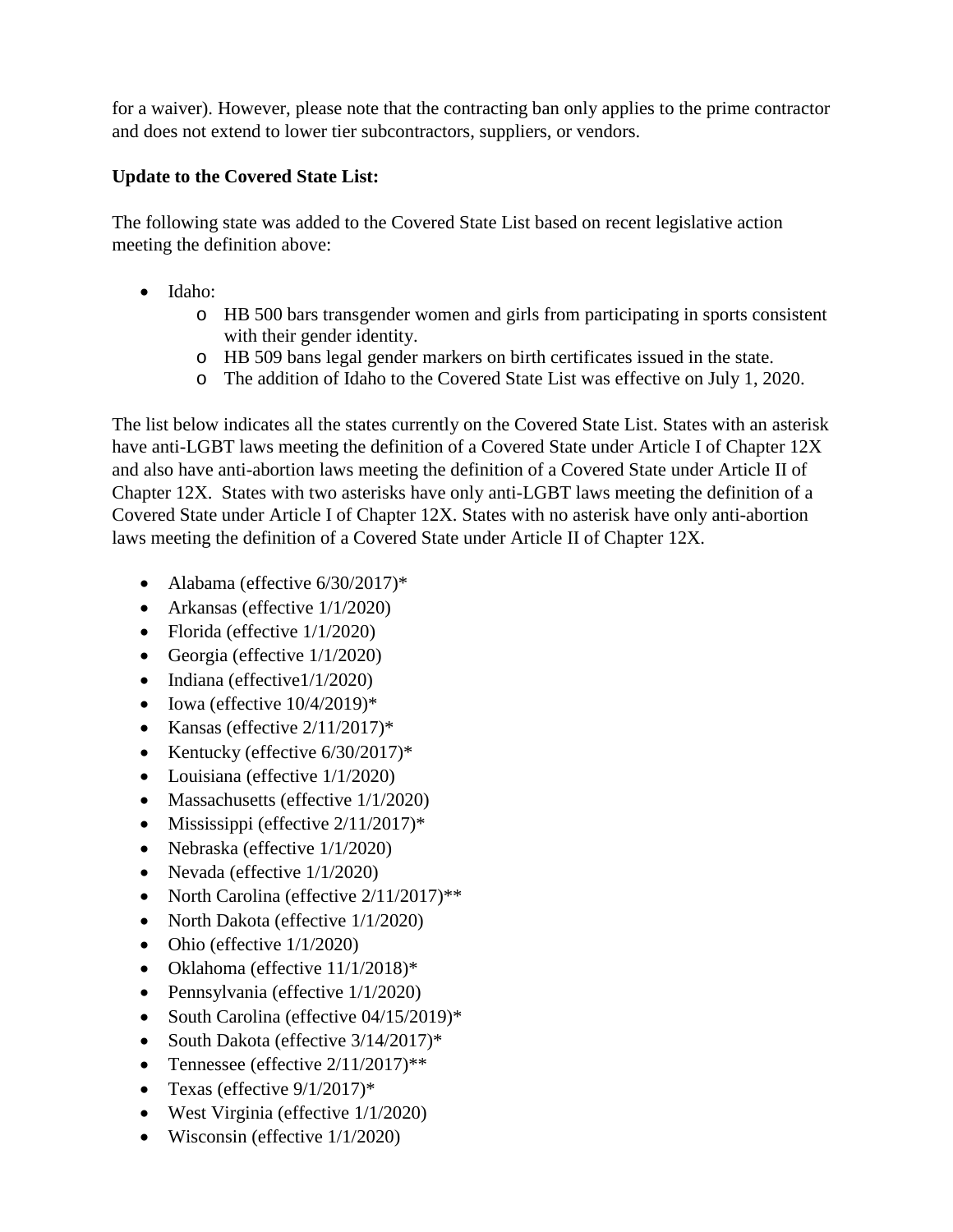for a waiver). However, please note that the contracting ban only applies to the prime contractor and does not extend to lower tier subcontractors, suppliers, or vendors.

**Update to the Covered State List:**

The following state was added to the Covered State List based on recent legislative action meeting the definition above:

- Idaho:
    - HB 500 bars transgender women and girls from participating in sports consistent with their gender identity.
    - HB 509 bans legal gender markers on birth certificates issued in the state.
    - The addition of Idaho to the Covered State List was effective on July 1, 2020.

The list below indicates all the states currently on the Covered State List. States with an asterisk have anti-LGBT laws meeting the definition of a Covered State under Article I of Chapter 12X and also have anti-abortion laws meeting the definition of a Covered State under Article II of Chapter 12X. States with two asterisks have only anti-LGBT laws meeting the definition of a Covered State under Article I of Chapter 12X. States with no asterisk have only anti-abortion laws meeting the definition of a Covered State under Article II of Chapter 12X.

- Alabama (effective 6/30/2017)*
- Arkansas (effective 1/1/2020)
- Florida (effective 1/1/2020)
- Georgia (effective 1/1/2020)
- Indiana (effective1/1/2020)
- Iowa (effective 10/4/2019)*
- Kansas (effective 2/11/2017)*
- Kentucky (effective 6/30/2017)*
- Louisiana (effective 1/1/2020)
- Massachusetts (effective 1/1/2020)
- Mississippi (effective 2/11/2017)*
- Nebraska (effective 1/1/2020)
- Nevada (effective 1/1/2020)
- North Carolina (effective 2/11/2017)**
- North Dakota (effective 1/1/2020)
- Ohio (effective 1/1/2020)
- Oklahoma (effective 11/1/2018)*
- Pennsylvania (effective 1/1/2020)
- South Carolina (effective 04/15/2019)*
- South Dakota (effective 3/14/2017)*
- Tennessee (effective 2/11/2017)**
- Texas (effective 9/1/2017)*
- West Virginia (effective 1/1/2020)
- Wisconsin (effective 1/1/2020)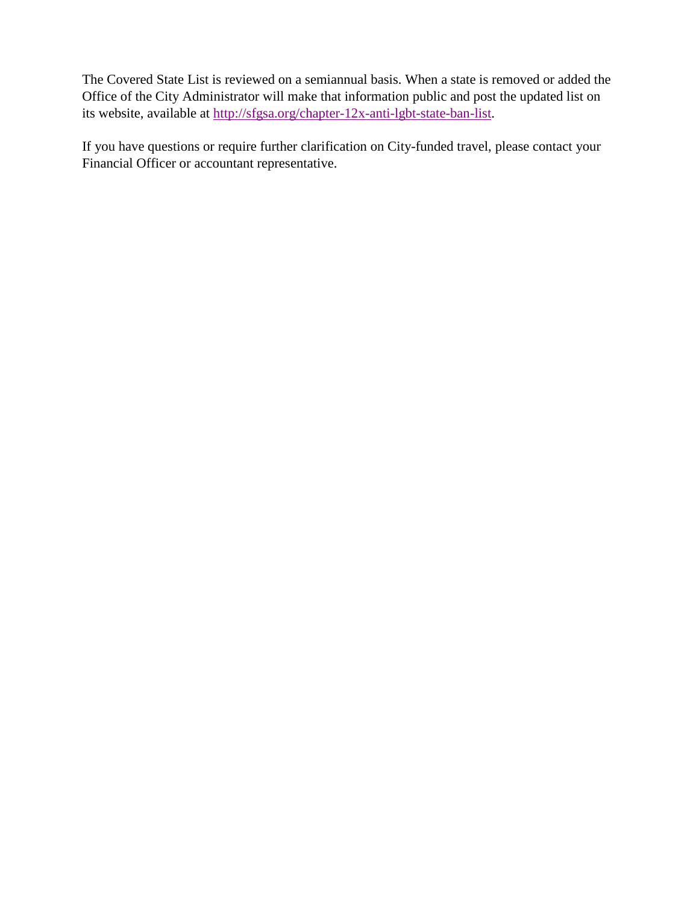The Covered State List is reviewed on a semiannual basis. When a state is removed or added the Office of the City Administrator will make that information public and post the updated list on its website, available at [http://sfgsa.org/chapter-12x-anti-lgbt-state-ban-list](http://sfgsa.org/chapter-12x-anti-lgbt-state-ban-list).

If you have questions or require further clarification on City-funded travel, please contact your Financial Officer or accountant representative.